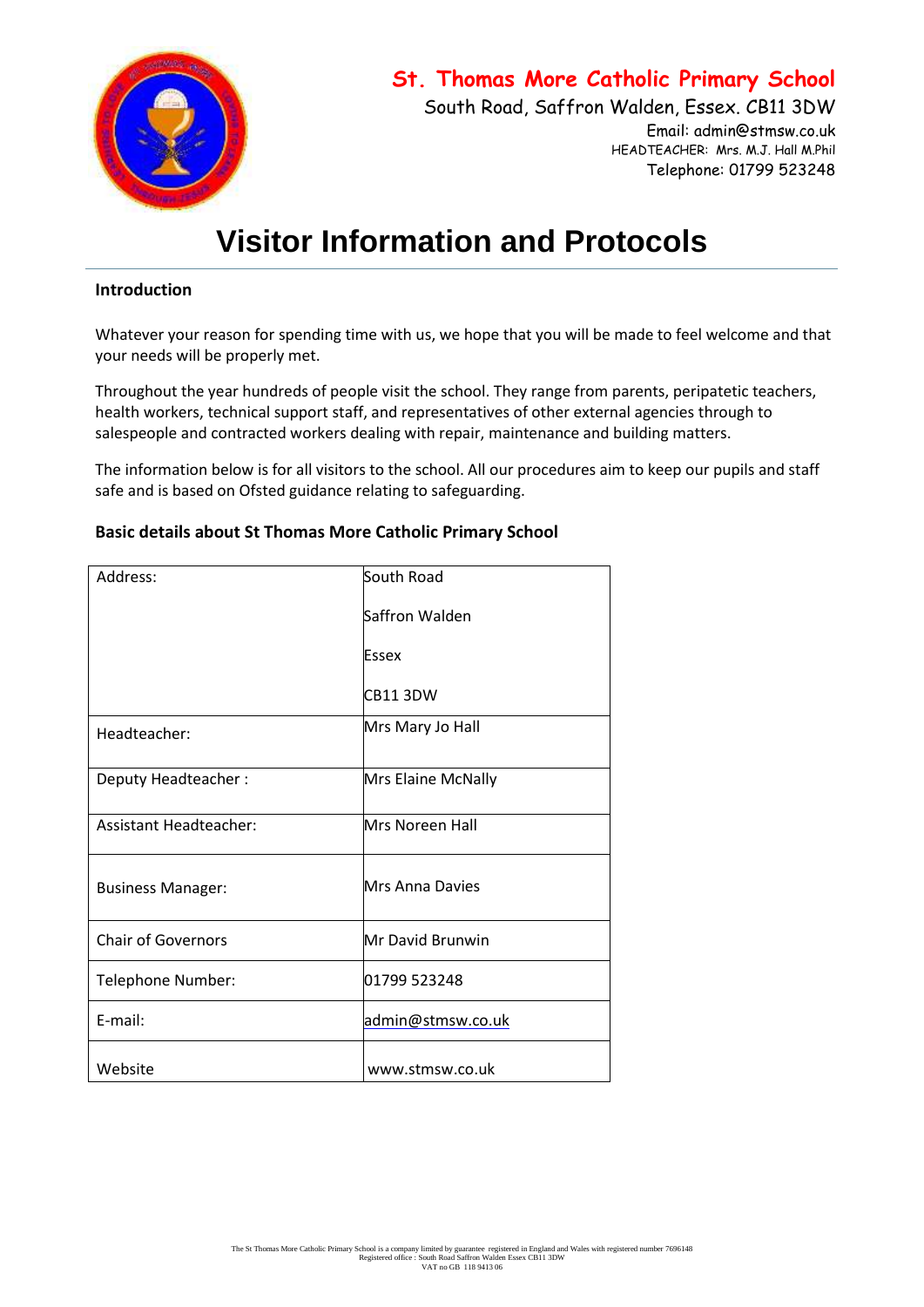**St. Thomas More Catholic Primary School**

South Road, Saffron Walden, Essex. CB11 3DW

Email: admin@stmsw.co.uk

HEADTEACHER: Mrs. M.J. Hall M.Phil

Telephone: 01799 523248

# Visitor Information and Protocols

## Introduction

Whatever your reason for spending time with us, we hope that you will be made to feel welcome and that your needs will be properly met.

Throughout the year hundreds of people visit the school. They range from parents, peripatetic teachers, health workers, technical support staff, and representatives of other external agencies through to salespeople and contracted workers dealing with repair, maintenance and building matters.

The information below is for all visitors to the school. All our procedures aim to keep our pupils and staff safe and is based on Ofsted guidance relating to safeguarding.

## Basic details about St Thomas More Catholic Primary School

| | |
|---|---|
| Address: | South Road<br>Saffron Walden<br>Essex<br>CB11 3DW |
| Headteacher: | Mrs Mary Jo Hall |
| Deputy Headteacher : | Mrs Elaine McNally |
| Assistant Headteacher: | Mrs Noreen Hall |
| Business Manager: | Mrs Anna Davies |
| Chair of Governors | Mr David Brunwin |
| Telephone Number: | 01799 523248 |
| E-mail: | admin@stmsw.co.uk |
| Website | www.stmsw.co.uk |

The St Thomas More Catholic Primary School is a company limited by guarantee registered in England and Wales with registered number 7696148
Registered office : South Road Saffron Walden Essex CB11 3DW
VAT no GB 118 9413 06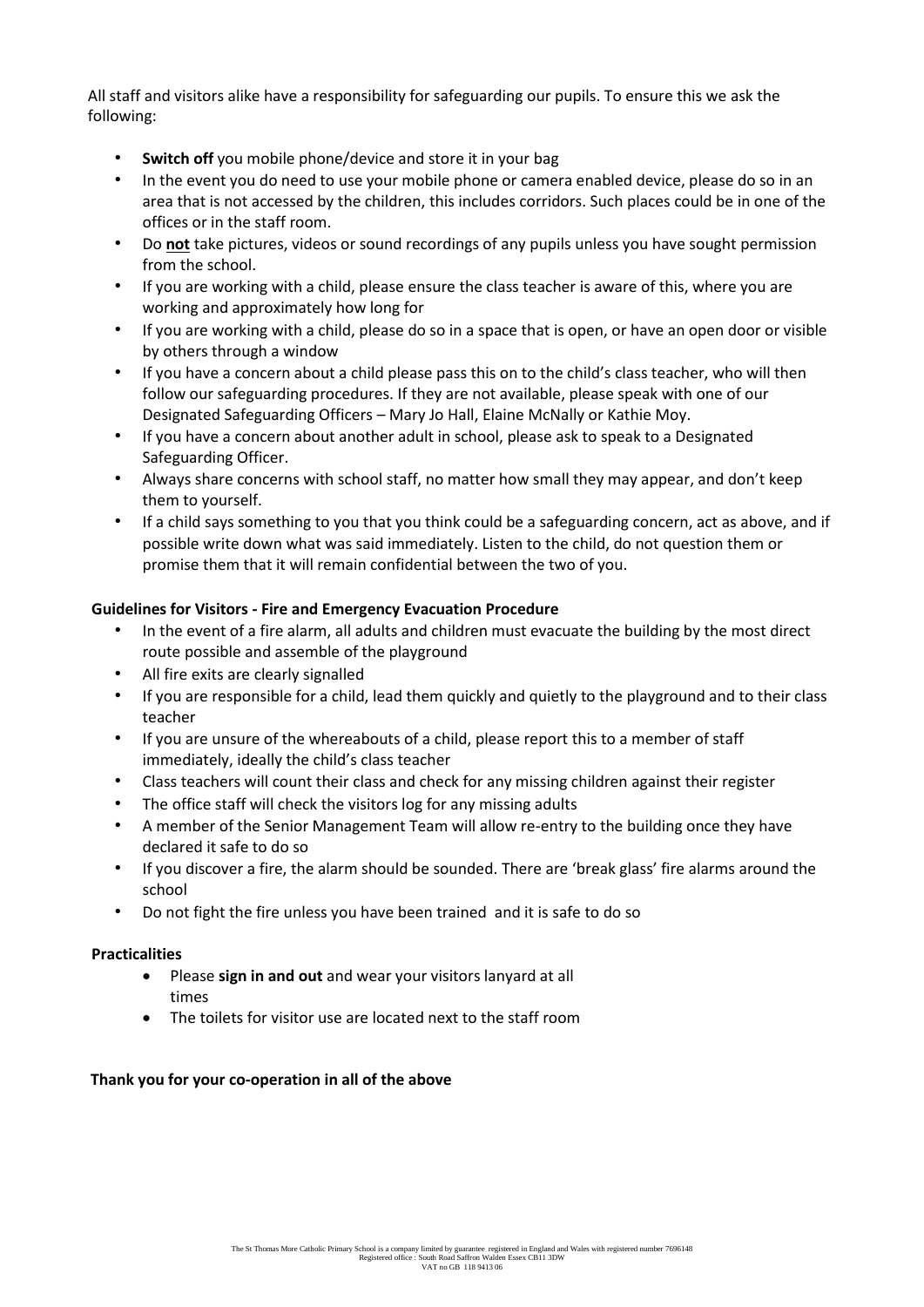All staff and visitors alike have a responsibility for safeguarding our pupils. To ensure this we ask the following:

- **Switch off** you mobile phone/device and store it in your bag
- In the event you do need to use your mobile phone or camera enabled device, please do so in an area that is not accessed by the children, this includes corridors. Such places could be in one of the offices or in the staff room.
- Do **not** take pictures, videos or sound recordings of any pupils unless you have sought permission from the school.
- If you are working with a child, please ensure the class teacher is aware of this, where you are working and approximately how long for
- If you are working with a child, please do so in a space that is open, or have an open door or visible by others through a window
- If you have a concern about a child please pass this on to the child's class teacher, who will then follow our safeguarding procedures. If they are not available, please speak with one of our Designated Safeguarding Officers – Mary Jo Hall, Elaine McNally or Kathie Moy.
- If you have a concern about another adult in school, please ask to speak to a Designated Safeguarding Officer.
- Always share concerns with school staff, no matter how small they may appear, and don't keep them to yourself.
- If a child says something to you that you think could be a safeguarding concern, act as above, and if possible write down what was said immediately. Listen to the child, do not question them or promise them that it will remain confidential between the two of you.

**Guidelines for Visitors - Fire and Emergency Evacuation Procedure**

- In the event of a fire alarm, all adults and children must evacuate the building by the most direct route possible and assemble of the playground
- All fire exits are clearly signalled
- If you are responsible for a child, lead them quickly and quietly to the playground and to their class teacher
- If you are unsure of the whereabouts of a child, please report this to a member of staff immediately, ideally the child's class teacher
- Class teachers will count their class and check for any missing children against their register
- The office staff will check the visitors log for any missing adults
- A member of the Senior Management Team will allow re-entry to the building once they have declared it safe to do so
- If you discover a fire, the alarm should be sounded. There are 'break glass' fire alarms around the school
- Do not fight the fire unless you have been trained and it is safe to do so

**Practicalities**

- Please **sign in and out** and wear your visitors lanyard at all times
- The toilets for visitor use are located next to the staff room

**Thank you for your co-operation in all of the above**

The St Thomas More Catholic Primary School is a company limited by guarantee registered in England and Wales with registered number 7696148
Registered office : South Road Saffron Walden Essex CB11 3DW
VAT no GB 118 9413 06